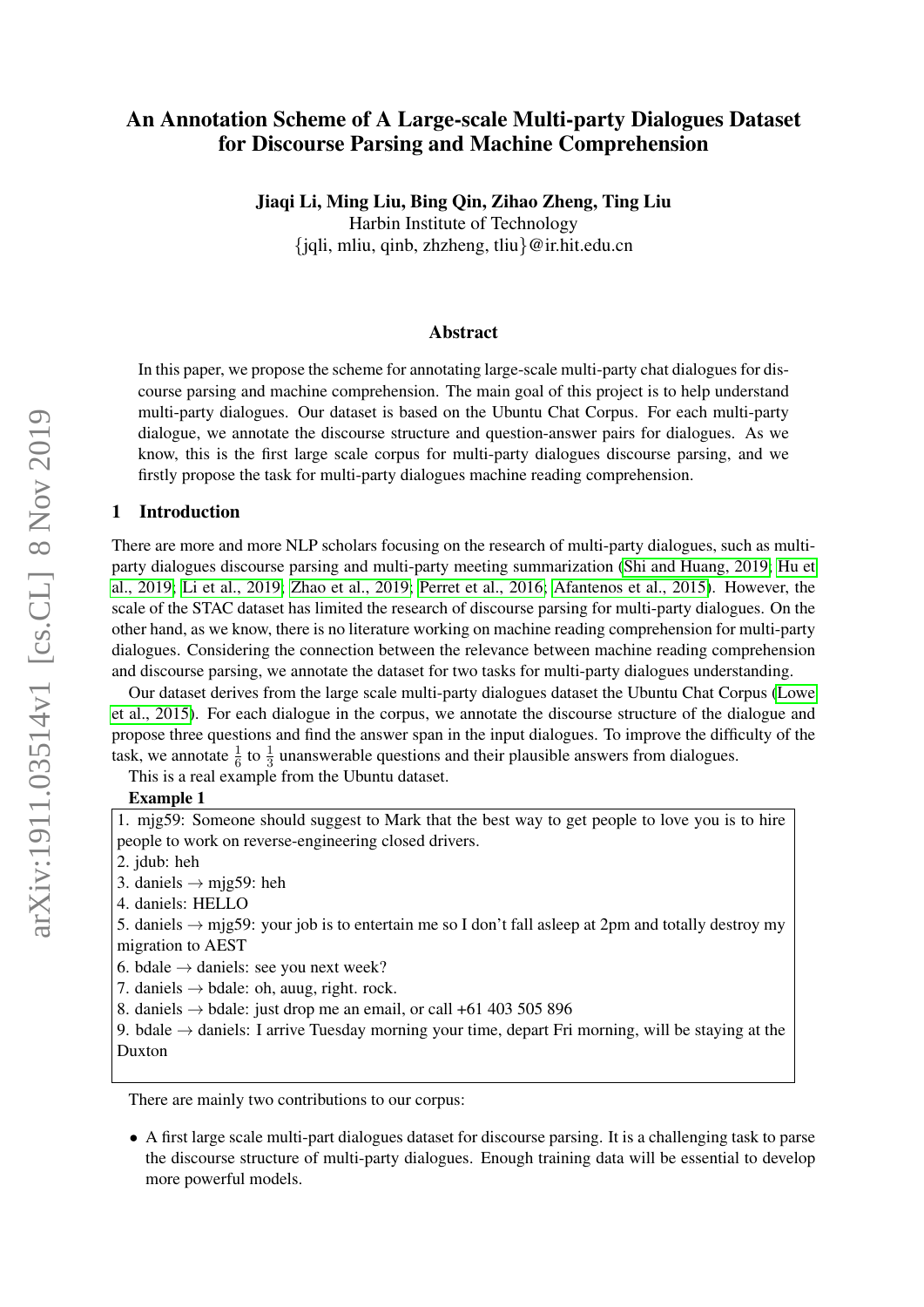# An Annotation Scheme of A Large-scale Multi-party Dialogues Dataset for Discourse Parsing and Machine Comprehension

**Jiaqi Li, Ming Liu, Bing Qin, Zihao Zheng, Ting Liu**
Harbin Institute of Technology
{jqli, mliu, qinb, zhzheng, tliu}@ir.hit.edu.cn

## Abstract

In this paper, we propose the scheme for annotating large-scale multi-party chat dialogues for discourse parsing and machine comprehension. The main goal of this project is to help understand multi-party dialogues. Our dataset is based on the Ubuntu Chat Corpus. For each multi-party dialogue, we annotate the discourse structure and question-answer pairs for dialogues. As we know, this is the first large scale corpus for multi-party dialogues discourse parsing, and we firstly propose the task for multi-party dialogues machine reading comprehension.

## 1 Introduction

There are more and more NLP scholars focusing on the research of multi-party dialogues, such as multi-party dialogues discourse parsing and multi-party meeting summarization (Shi and Huang, 2019; Hu et al., 2019; Li et al., 2019; Zhao et al., 2019; Perret et al., 2016; Afantenos et al., 2015). However, the scale of the STAC dataset has limited the research of discourse parsing for multi-party dialogues. On the other hand, as we know, there is no literature working on machine reading comprehension for multi-party dialogues. Considering the connection between the relevance between machine reading comprehension and discourse parsing, we annotate the dataset for two tasks for multi-party dialogues understanding.

Our dataset derives from the large scale multi-party dialogues dataset the Ubuntu Chat Corpus (Lowe et al., 2015). For each dialogue in the corpus, we annotate the discourse structure of the dialogue and propose three questions and find the answer span in the input dialogues. To improve the difficulty of the task, we annotate $\frac{1}{6}$ to $\frac{1}{3}$ unanswerable questions and their plausible answers from dialogues.

This is a real example from the Ubuntu dataset.

**Example 1**

1. mjg59: Someone should suggest to Mark that the best way to get people to love you is to hire people to work on reverse-engineering closed drivers.
2. jdub: heh
3. daniels → mjg59: heh
4. daniels: HELLO
5. daniels → mjg59: your job is to entertain me so I don't fall asleep at 2pm and totally destroy my migration to AEST
6. bdale → daniels: see you next week?
7. daniels → bdale: oh, auug, right. rock.
8. daniels → bdale: just drop me an email, or call +61 403 505 896
9. bdale → daniels: I arrive Tuesday morning your time, depart Fri morning, will be staying at the Duxton

There are mainly two contributions to our corpus:

- A first large scale multi-part dialogues dataset for discourse parsing. It is a challenging task to parse the discourse structure of multi-party dialogues. Enough training data will be essential to develop more powerful models.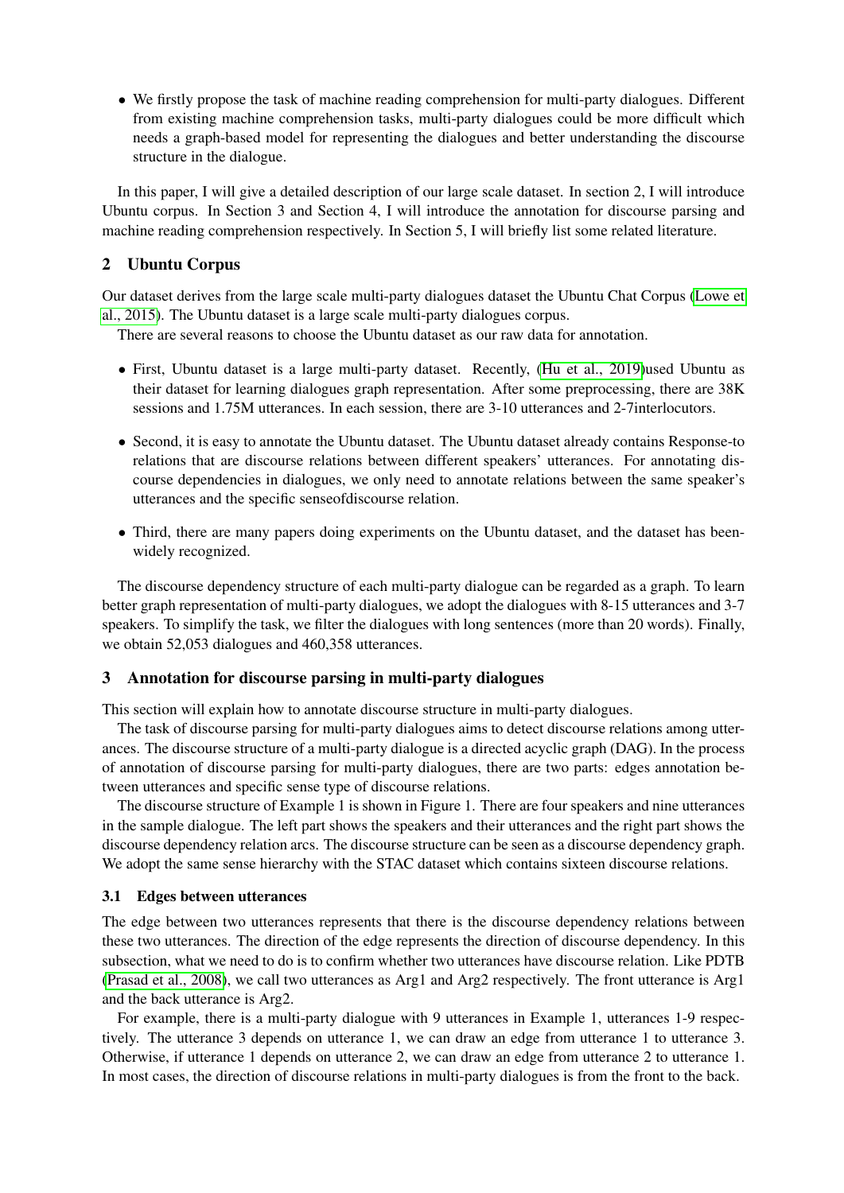- We firstly propose the task of machine reading comprehension for multi-party dialogues. Different from existing machine comprehension tasks, multi-party dialogues could be more difficult which needs a graph-based model for representing the dialogues and better understanding the discourse structure in the dialogue.

In this paper, I will give a detailed description of our large scale dataset. In section 2, I will introduce Ubuntu corpus. In Section 3 and Section 4, I will introduce the annotation for discourse parsing and machine reading comprehension respectively. In Section 5, I will briefly list some related literature.

## 2 Ubuntu Corpus

Our dataset derives from the large scale multi-party dialogues dataset the Ubuntu Chat Corpus (Lowe et al., 2015). The Ubuntu dataset is a large scale multi-party dialogues corpus.

There are several reasons to choose the Ubuntu dataset as our raw data for annotation.

- First, Ubuntu dataset is a large multi-party dataset. Recently, (Hu et al., 2019)used Ubuntu as their dataset for learning dialogues graph representation. After some preprocessing, there are 38K sessions and 1.75M utterances. In each session, there are 3-10 utterances and 2-7interlocutors.
- Second, it is easy to annotate the Ubuntu dataset. The Ubuntu dataset already contains Response-to relations that are discourse relations between different speakers' utterances. For annotating discourse dependencies in dialogues, we only need to annotate relations between the same speaker's utterances and the specific senseofdiscourse relation.
- Third, there are many papers doing experiments on the Ubuntu dataset, and the dataset has been widely recognized.

The discourse dependency structure of each multi-party dialogue can be regarded as a graph. To learn better graph representation of multi-party dialogues, we adopt the dialogues with 8-15 utterances and 3-7 speakers. To simplify the task, we filter the dialogues with long sentences (more than 20 words). Finally, we obtain 52,053 dialogues and 460,358 utterances.

## 3 Annotation for discourse parsing in multi-party dialogues

This section will explain how to annotate discourse structure in multi-party dialogues.

The task of discourse parsing for multi-party dialogues aims to detect discourse relations among utterances. The discourse structure of a multi-party dialogue is a directed acyclic graph (DAG). In the process of annotation of discourse parsing for multi-party dialogues, there are two parts: edges annotation between utterances and specific sense type of discourse relations.

The discourse structure of Example 1 is shown in Figure 1. There are four speakers and nine utterances in the sample dialogue. The left part shows the speakers and their utterances and the right part shows the discourse dependency relation arcs. The discourse structure can be seen as a discourse dependency graph. We adopt the same sense hierarchy with the STAC dataset which contains sixteen discourse relations.

### 3.1 Edges between utterances

The edge between two utterances represents that there is the discourse dependency relations between these two utterances. The direction of the edge represents the direction of discourse dependency. In this subsection, what we need to do is to confirm whether two utterances have discourse relation. Like PDTB (Prasad et al., 2008), we call two utterances as Arg1 and Arg2 respectively. The front utterance is Arg1 and the back utterance is Arg2.

For example, there is a multi-party dialogue with 9 utterances in Example 1, utterances 1-9 respectively. The utterance 3 depends on utterance 1, we can draw an edge from utterance 1 to utterance 3. Otherwise, if utterance 1 depends on utterance 2, we can draw an edge from utterance 2 to utterance 1. In most cases, the direction of discourse relations in multi-party dialogues is from the front to the back.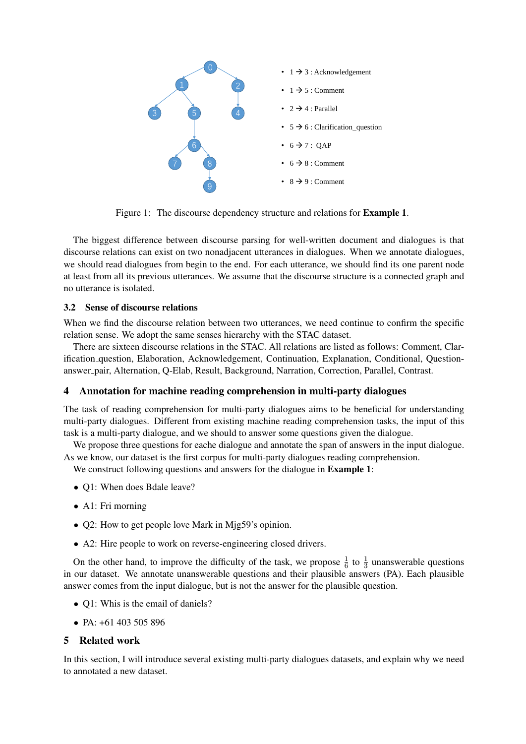- 1 → 3 : Acknowledgement
- 1 → 5 : Comment
- 2 → 4 : Parallel
- 5 → 6 : Clarification_question
- 6 → 7 : QAP
- 6 → 8 : Comment
- 8 → 9 : Comment

Figure 1: The discourse dependency structure and relations for **Example 1**.

The biggest difference between discourse parsing for well-written document and dialogues is that discourse relations can exist on two nonadjacent utterances in dialogues. When we annotate dialogues, we should read dialogues from begin to the end. For each utterance, we should find its one parent node at least from all its previous utterances. We assume that the discourse structure is a connected graph and no utterance is isolated.

### 3.2 Sense of discourse relations

When we find the discourse relation between two utterances, we need continue to confirm the specific relation sense. We adopt the same senses hierarchy with the STAC dataset.

There are sixteen discourse relations in the STAC. All relations are listed as follows: Comment, Clarification_question, Elaboration, Acknowledgement, Continuation, Explanation, Conditional, Question-answer_pair, Alternation, Q-Elab, Result, Background, Narration, Correction, Parallel, Contrast.

## 4 Annotation for machine reading comprehension in multi-party dialogues

The task of reading comprehension for multi-party dialogues aims to be beneficial for understanding multi-party dialogues. Different from existing machine reading comprehension tasks, the input of this task is a multi-party dialogue, and we should to answer some questions given the dialogue.

We propose three questions for eache dialogue and annotate the span of answers in the input dialogue. As we know, our dataset is the first corpus for multi-party dialogues reading comprehension.

We construct following questions and answers for the dialogue in **Example 1**:

- Q1: When does Bdale leave?
- A1: Fri morning
- Q2: How to get people love Mark in Mjg59's opinion.
- A2: Hire people to work on reverse-engineering closed drivers.

On the other hand, to improve the difficulty of the task, we propose $\frac{1}{6}$ to $\frac{1}{3}$ unanswerable questions in our dataset. We annotate unanswerable questions and their plausible answers (PA). Each plausible answer comes from the input dialogue, but is not the answer for the plausible question.

- Q1: Whis is the email of daniels?
- PA: +61 403 505 896

## 5 Related work

In this section, I will introduce several existing multi-party dialogues datasets, and explain why we need to annotated a new dataset.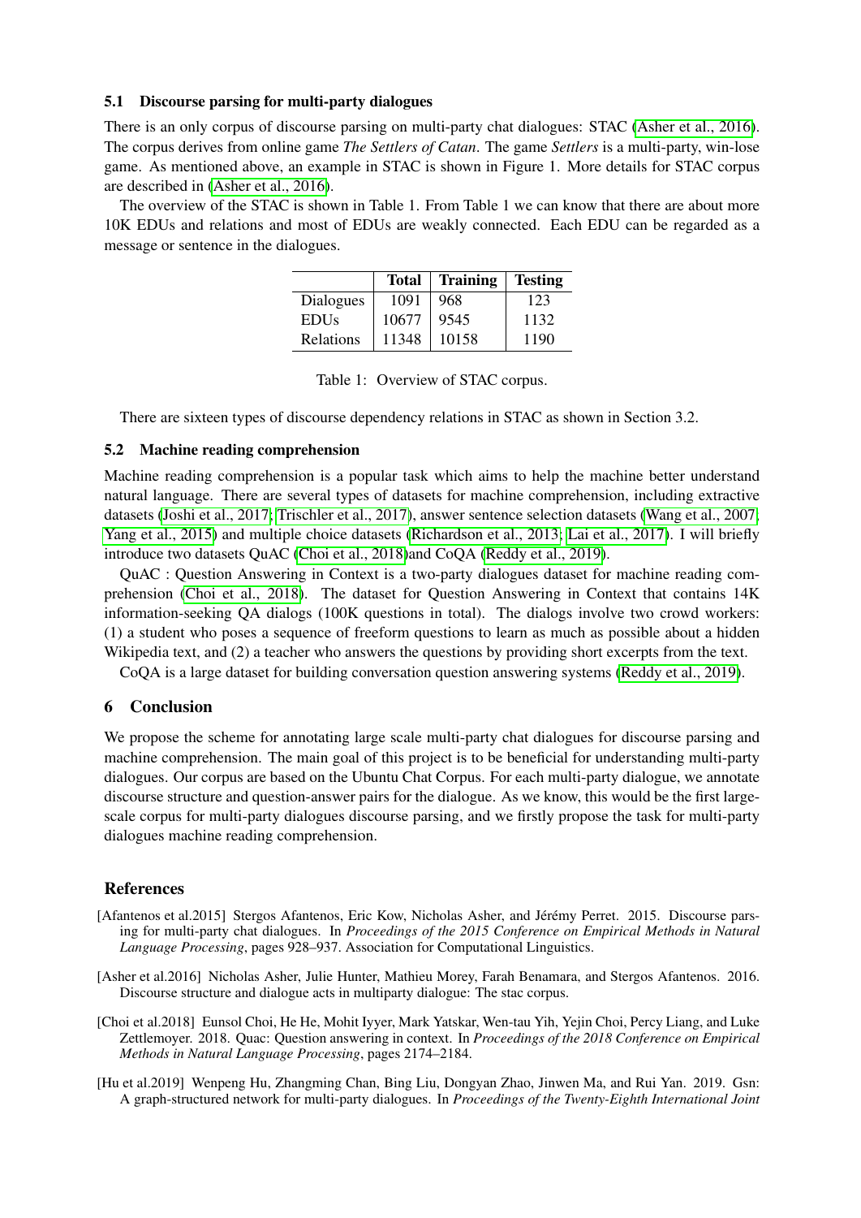### 5.1 Discourse parsing for multi-party dialogues

There is an only corpus of discourse parsing on multi-party chat dialogues: STAC (Asher et al., 2016). The corpus derives from online game *The Settlers of Catan*. The game *Settlers* is a multi-party, win-lose game. As mentioned above, an example in STAC is shown in Figure 1. More details for STAC corpus are described in (Asher et al., 2016).

The overview of the STAC is shown in Table 1. From Table 1 we can know that there are about more 10K EDUs and relations and most of EDUs are weakly connected. Each EDU can be regarded as a message or sentence in the dialogues.

| | **Total** | **Training** | **Testing** |
|---|---|---|---|
| Dialogues | 1091 | 968 | 123 |
| EDUs | 10677 | 9545 | 1132 |
| Relations | 11348 | 10158 | 1190 |

Table 1: Overview of STAC corpus.

There are sixteen types of discourse dependency relations in STAC as shown in Section 3.2.

### 5.2 Machine reading comprehension

Machine reading comprehension is a popular task which aims to help the machine better understand natural language. There are several types of datasets for machine comprehension, including extractive datasets (Joshi et al., 2017; Trischler et al., 2017), answer sentence selection datasets (Wang et al., 2007; Yang et al., 2015) and multiple choice datasets (Richardson et al., 2013; Lai et al., 2017). I will briefly introduce two datasets QuAC (Choi et al., 2018)and CoQA (Reddy et al., 2019).

QuAC : Question Answering in Context is a two-party dialogues dataset for machine reading comprehension (Choi et al., 2018). The dataset for Question Answering in Context that contains 14K information-seeking QA dialogs (100K questions in total). The dialogs involve two crowd workers: (1) a student who poses a sequence of freeform questions to learn as much as possible about a hidden Wikipedia text, and (2) a teacher who answers the questions by providing short excerpts from the text.

CoQA is a large dataset for building conversation question answering systems (Reddy et al., 2019).

## 6 Conclusion

We propose the scheme for annotating large scale multi-party chat dialogues for discourse parsing and machine comprehension. The main goal of this project is to be beneficial for understanding multi-party dialogues. Our corpus are based on the Ubuntu Chat Corpus. For each multi-party dialogue, we annotate discourse structure and question-answer pairs for the dialogue. As we know, this would be the first large-scale corpus for multi-party dialogues discourse parsing, and we firstly propose the task for multi-party dialogues machine reading comprehension.

## References

[Afantenos et al.2015] Stergos Afantenos, Eric Kow, Nicholas Asher, and Jérémy Perret. 2015. Discourse parsing for multi-party chat dialogues. In *Proceedings of the 2015 Conference on Empirical Methods in Natural Language Processing*, pages 928–937. Association for Computational Linguistics.

[Asher et al.2016] Nicholas Asher, Julie Hunter, Mathieu Morey, Farah Benamara, and Stergos Afantenos. 2016. Discourse structure and dialogue acts in multiparty dialogue: The stac corpus.

[Choi et al.2018] Eunsol Choi, He He, Mohit Iyyer, Mark Yatskar, Wen-tau Yih, Yejin Choi, Percy Liang, and Luke Zettlemoyer. 2018. Quac: Question answering in context. In *Proceedings of the 2018 Conference on Empirical Methods in Natural Language Processing*, pages 2174–2184.

[Hu et al.2019] Wenpeng Hu, Zhangming Chan, Bing Liu, Dongyan Zhao, Jinwen Ma, and Rui Yan. 2019. Gsn: A graph-structured network for multi-party dialogues. In *Proceedings of the Twenty-Eighth International Joint*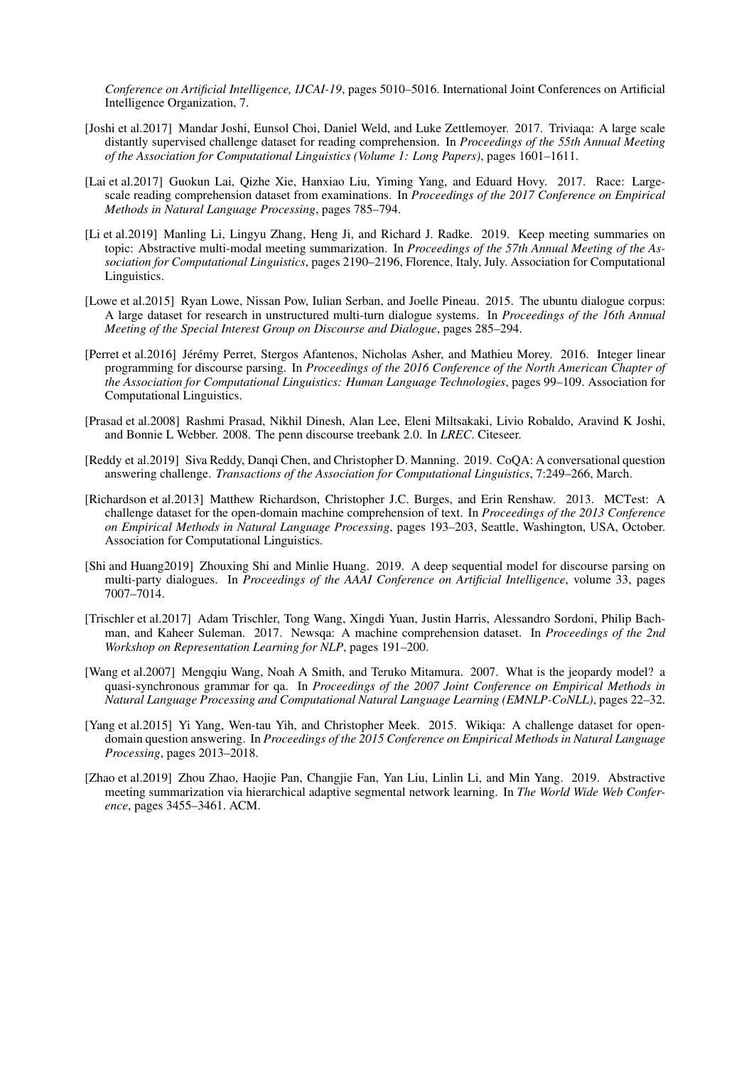*Conference on Artificial Intelligence, IJCAI-19*, pages 5010–5016. International Joint Conferences on Artificial Intelligence Organization, 7.

[Joshi et al.2017] Mandar Joshi, Eunsol Choi, Daniel Weld, and Luke Zettlemoyer. 2017. Triviaqa: A large scale distantly supervised challenge dataset for reading comprehension. In *Proceedings of the 55th Annual Meeting of the Association for Computational Linguistics (Volume 1: Long Papers)*, pages 1601–1611.

[Lai et al.2017] Guokun Lai, Qizhe Xie, Hanxiao Liu, Yiming Yang, and Eduard Hovy. 2017. Race: Large-scale reading comprehension dataset from examinations. In *Proceedings of the 2017 Conference on Empirical Methods in Natural Language Processing*, pages 785–794.

[Li et al.2019] Manling Li, Lingyu Zhang, Heng Ji, and Richard J. Radke. 2019. Keep meeting summaries on topic: Abstractive multi-modal meeting summarization. In *Proceedings of the 57th Annual Meeting of the Association for Computational Linguistics*, pages 2190–2196, Florence, Italy, July. Association for Computational Linguistics.

[Lowe et al.2015] Ryan Lowe, Nissan Pow, Iulian Serban, and Joelle Pineau. 2015. The ubuntu dialogue corpus: A large dataset for research in unstructured multi-turn dialogue systems. In *Proceedings of the 16th Annual Meeting of the Special Interest Group on Discourse and Dialogue*, pages 285–294.

[Perret et al.2016] Jérémy Perret, Stergos Afantenos, Nicholas Asher, and Mathieu Morey. 2016. Integer linear programming for discourse parsing. In *Proceedings of the 2016 Conference of the North American Chapter of the Association for Computational Linguistics: Human Language Technologies*, pages 99–109. Association for Computational Linguistics.

[Prasad et al.2008] Rashmi Prasad, Nikhil Dinesh, Alan Lee, Eleni Miltsakaki, Livio Robaldo, Aravind K Joshi, and Bonnie L Webber. 2008. The penn discourse treebank 2.0. In *LREC*. Citeseer.

[Reddy et al.2019] Siva Reddy, Danqi Chen, and Christopher D. Manning. 2019. CoQA: A conversational question answering challenge. *Transactions of the Association for Computational Linguistics*, 7:249–266, March.

[Richardson et al.2013] Matthew Richardson, Christopher J.C. Burges, and Erin Renshaw. 2013. MCTest: A challenge dataset for the open-domain machine comprehension of text. In *Proceedings of the 2013 Conference on Empirical Methods in Natural Language Processing*, pages 193–203, Seattle, Washington, USA, October. Association for Computational Linguistics.

[Shi and Huang2019] Zhouxing Shi and Minlie Huang. 2019. A deep sequential model for discourse parsing on multi-party dialogues. In *Proceedings of the AAAI Conference on Artificial Intelligence*, volume 33, pages 7007–7014.

[Trischler et al.2017] Adam Trischler, Tong Wang, Xingdi Yuan, Justin Harris, Alessandro Sordoni, Philip Bachman, and Kaheer Suleman. 2017. Newsqa: A machine comprehension dataset. In *Proceedings of the 2nd Workshop on Representation Learning for NLP*, pages 191–200.

[Wang et al.2007] Mengqiu Wang, Noah A Smith, and Teruko Mitamura. 2007. What is the jeopardy model? a quasi-synchronous grammar for qa. In *Proceedings of the 2007 Joint Conference on Empirical Methods in Natural Language Processing and Computational Natural Language Learning (EMNLP-CoNLL)*, pages 22–32.

[Yang et al.2015] Yi Yang, Wen-tau Yih, and Christopher Meek. 2015. Wikiqa: A challenge dataset for open-domain question answering. In *Proceedings of the 2015 Conference on Empirical Methods in Natural Language Processing*, pages 2013–2018.

[Zhao et al.2019] Zhou Zhao, Haojie Pan, Changjie Fan, Yan Liu, Linlin Li, and Min Yang. 2019. Abstractive meeting summarization via hierarchical adaptive segmental network learning. In *The World Wide Web Conference*, pages 3455–3461. ACM.